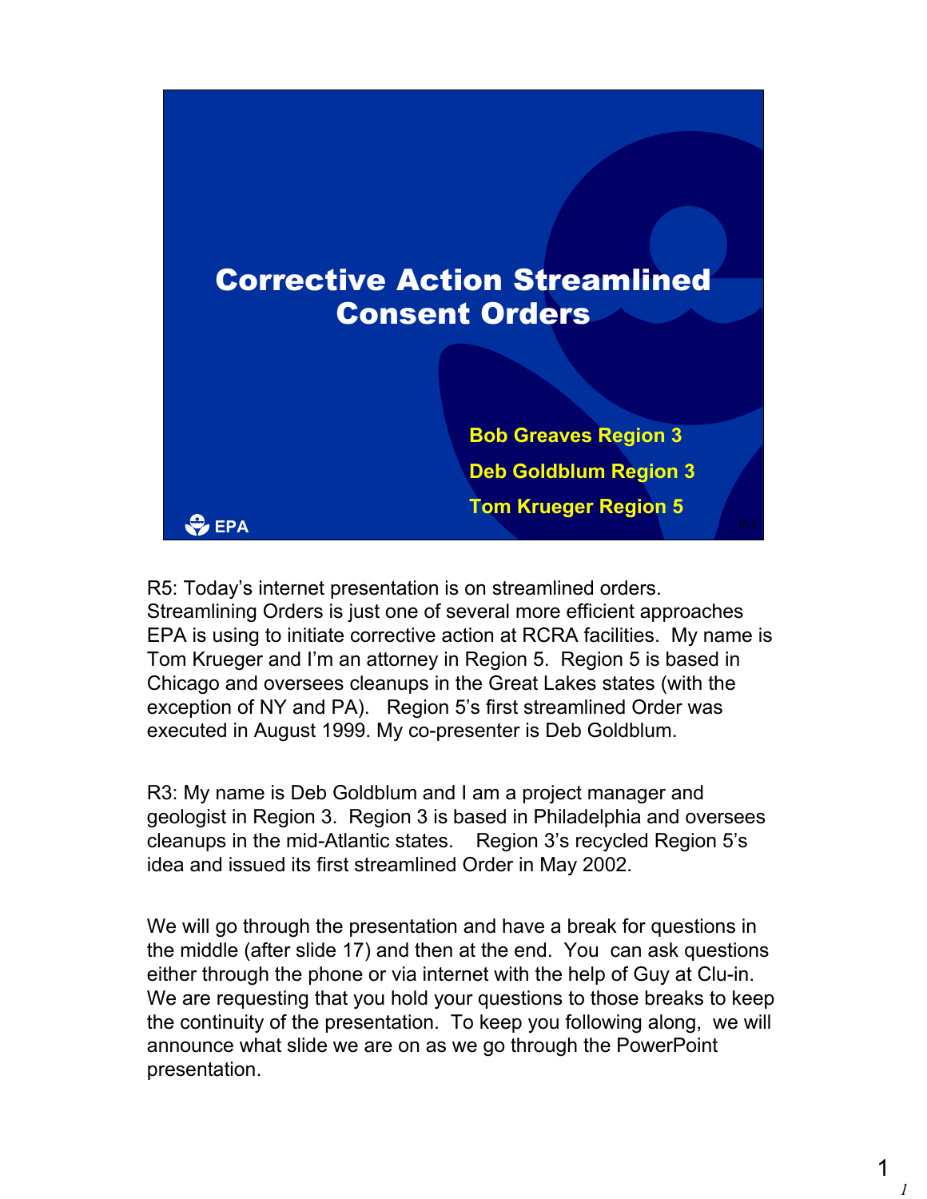# Corrective Action Streamlined Consent Orders

Bob Greaves Region 3

Deb Goldblum Region 3

Tom Krueger Region 5

EPA

R5: Today's internet presentation is on streamlined orders. Streamlining Orders is just one of several more efficient approaches EPA is using to initiate corrective action at RCRA facilities. My name is Tom Krueger and I'm an attorney in Region 5. Region 5 is based in Chicago and oversees cleanups in the Great Lakes states (with the exception of NY and PA). Region 5's first streamlined Order was executed in August 1999. My co-presenter is Deb Goldblum.

R3: My name is Deb Goldblum and I am a project manager and geologist in Region 3. Region 3 is based in Philadelphia and oversees cleanups in the mid-Atlantic states. Region 3's recycled Region 5's idea and issued its first streamlined Order in May 2002.

We will go through the presentation and have a break for questions in the middle (after slide 17) and then at the end. You can ask questions either through the phone or via internet with the help of Guy at Clu-in. We are requesting that you hold your questions to those breaks to keep the continuity of the presentation. To keep you following along, we will announce what slide we are on as we go through the PowerPoint presentation.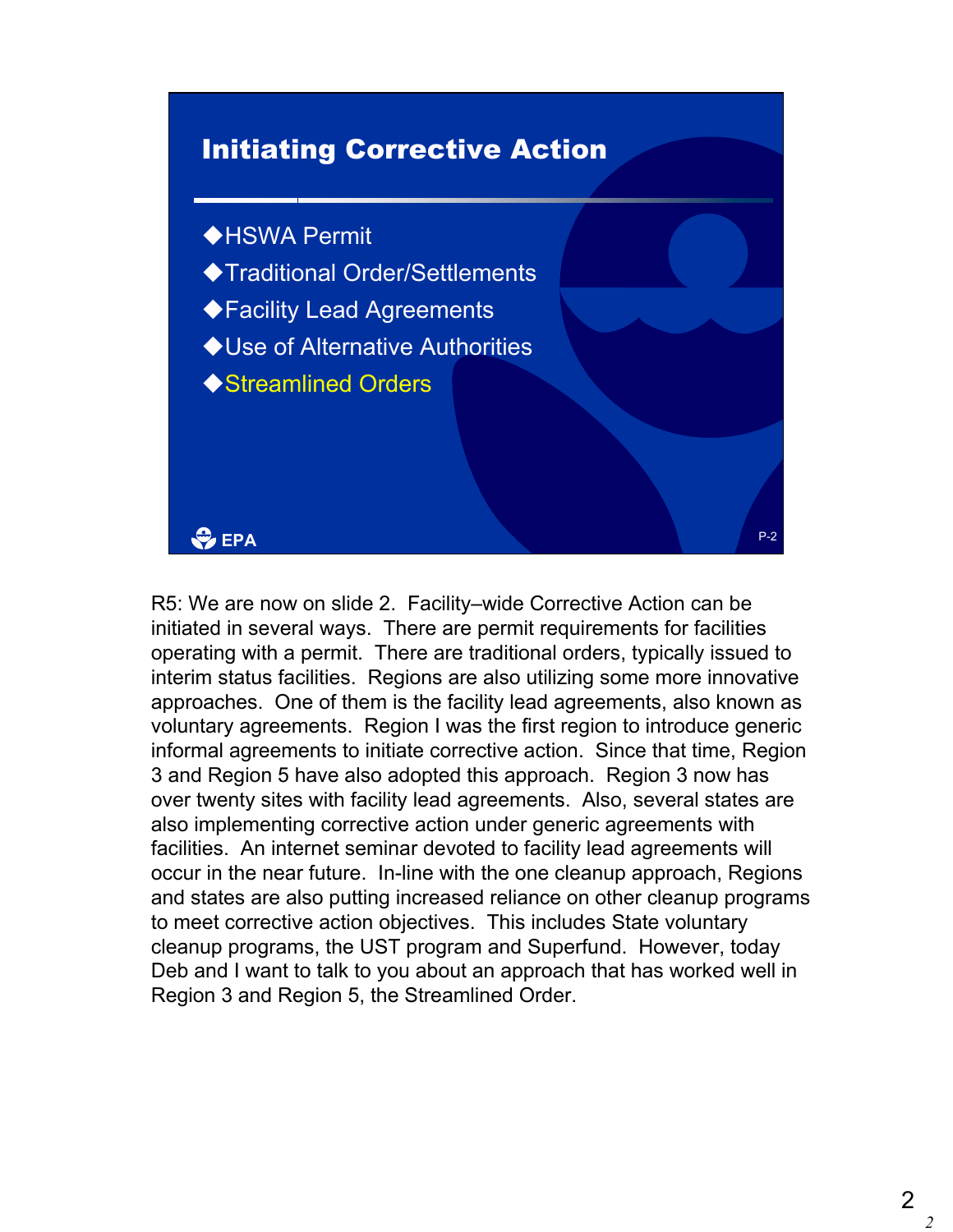## Initiating Corrective Action

- HSWA Permit
- Traditional Order/Settlements
- Facility Lead Agreements
- Use of Alternative Authorities
- Streamlined Orders

EPA

P-2

R5: We are now on slide 2. Facility–wide Corrective Action can be initiated in several ways. There are permit requirements for facilities operating with a permit. There are traditional orders, typically issued to interim status facilities. Regions are also utilizing some more innovative approaches. One of them is the facility lead agreements, also known as voluntary agreements. Region I was the first region to introduce generic informal agreements to initiate corrective action. Since that time, Region 3 and Region 5 have also adopted this approach. Region 3 now has over twenty sites with facility lead agreements. Also, several states are also implementing corrective action under generic agreements with facilities. An internet seminar devoted to facility lead agreements will occur in the near future. In-line with the one cleanup approach, Regions and states are also putting increased reliance on other cleanup programs to meet corrective action objectives. This includes State voluntary cleanup programs, the UST program and Superfund. However, today Deb and I want to talk to you about an approach that has worked well in Region 3 and Region 5, the Streamlined Order.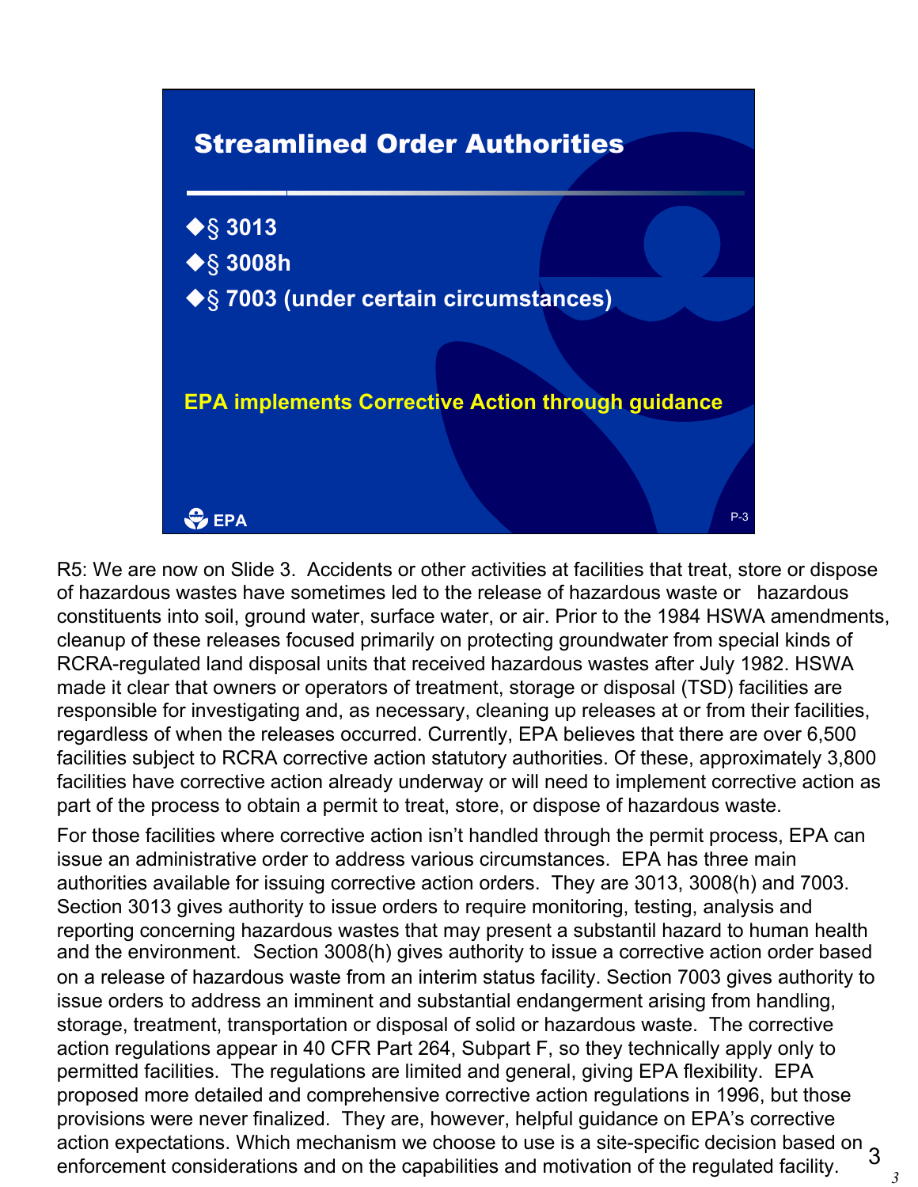## Streamlined Order Authorities

- § 3013
- § 3008h
- § 7003 (under certain circumstances)

**EPA implements Corrective Action through guidance**

EPA

P-3

R5: We are now on Slide 3. Accidents or other activities at facilities that treat, store or dispose of hazardous wastes have sometimes led to the release of hazardous waste or hazardous constituents into soil, ground water, surface water, or air. Prior to the 1984 HSWA amendments, cleanup of these releases focused primarily on protecting groundwater from special kinds of RCRA-regulated land disposal units that received hazardous wastes after July 1982. HSWA made it clear that owners or operators of treatment, storage or disposal (TSD) facilities are responsible for investigating and, as necessary, cleaning up releases at or from their facilities, regardless of when the releases occurred. Currently, EPA believes that there are over 6,500 facilities subject to RCRA corrective action statutory authorities. Of these, approximately 3,800 facilities have corrective action already underway or will need to implement corrective action as part of the process to obtain a permit to treat, store, or dispose of hazardous waste.

For those facilities where corrective action isn't handled through the permit process, EPA can issue an administrative order to address various circumstances. EPA has three main authorities available for issuing corrective action orders. They are 3013, 3008(h) and 7003. Section 3013 gives authority to issue orders to require monitoring, testing, analysis and reporting concerning hazardous wastes that may present a substantil hazard to human health and the environment. Section 3008(h) gives authority to issue a corrective action order based on a release of hazardous waste from an interim status facility. Section 7003 gives authority to issue orders to address an imminent and substantial endangerment arising from handling, storage, treatment, transportation or disposal of solid or hazardous waste. The corrective action regulations appear in 40 CFR Part 264, Subpart F, so they technically apply only to permitted facilities. The regulations are limited and general, giving EPA flexibility. EPA proposed more detailed and comprehensive corrective action regulations in 1996, but those provisions were never finalized. They are, however, helpful guidance on EPA's corrective action expectations. Which mechanism we choose to use is a site-specific decision based on enforcement considerations and on the capabilities and motivation of the regulated facility.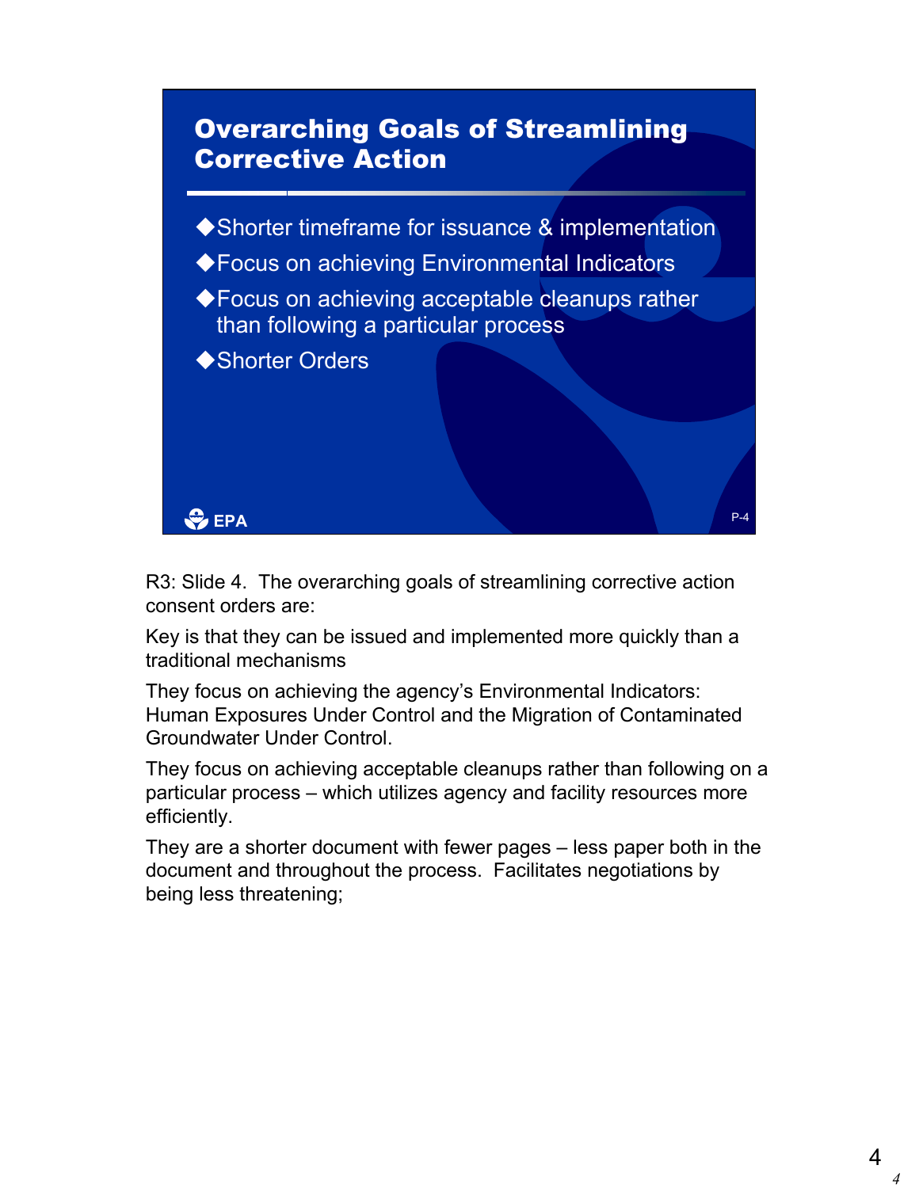## Overarching Goals of Streamlining Corrective Action

- Shorter timeframe for issuance & implementation
- Focus on achieving Environmental Indicators
- Focus on achieving acceptable cleanups rather than following a particular process
- Shorter Orders

EPA

P-4

R3: Slide 4. The overarching goals of streamlining corrective action consent orders are:

Key is that they can be issued and implemented more quickly than a traditional mechanisms

They focus on achieving the agency's Environmental Indicators: Human Exposures Under Control and the Migration of Contaminated Groundwater Under Control.

They focus on achieving acceptable cleanups rather than following on a particular process – which utilizes agency and facility resources more efficiently.

They are a shorter document with fewer pages – less paper both in the document and throughout the process. Facilitates negotiations by being less threatening;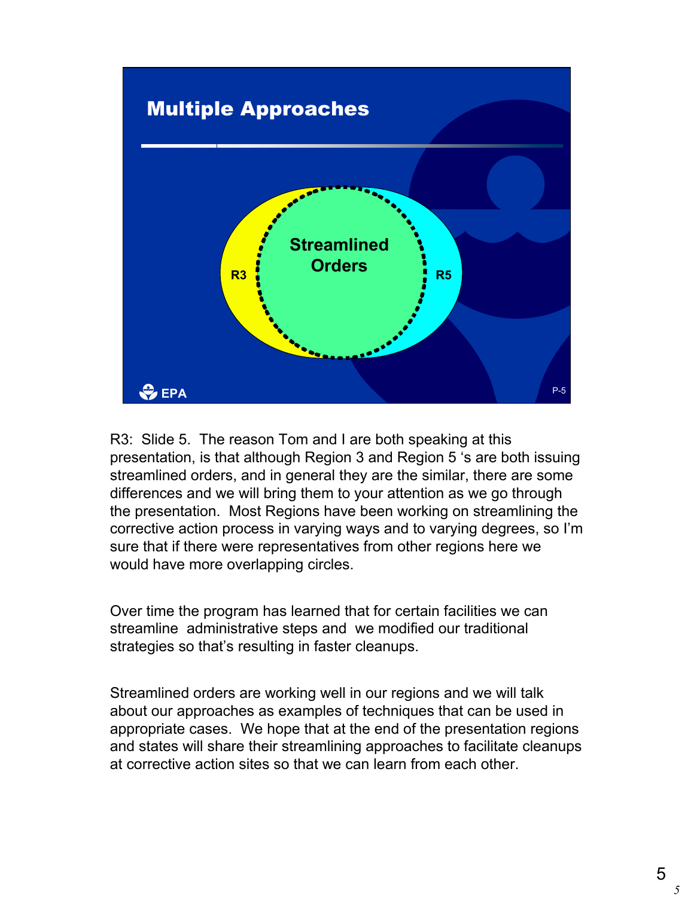## Multiple Approaches

R3

Streamlined Orders

R5

EPA

P-5

R3: Slide 5. The reason Tom and I are both speaking at this presentation, is that although Region 3 and Region 5 's are both issuing streamlined orders, and in general they are the similar, there are some differences and we will bring them to your attention as we go through the presentation. Most Regions have been working on streamlining the corrective action process in varying ways and to varying degrees, so I'm sure that if there were representatives from other regions here we would have more overlapping circles.

Over time the program has learned that for certain facilities we can streamline administrative steps and we modified our traditional strategies so that's resulting in faster cleanups.

Streamlined orders are working well in our regions and we will talk about our approaches as examples of techniques that can be used in appropriate cases. We hope that at the end of the presentation regions and states will share their streamlining approaches to facilitate cleanups at corrective action sites so that we can learn from each other.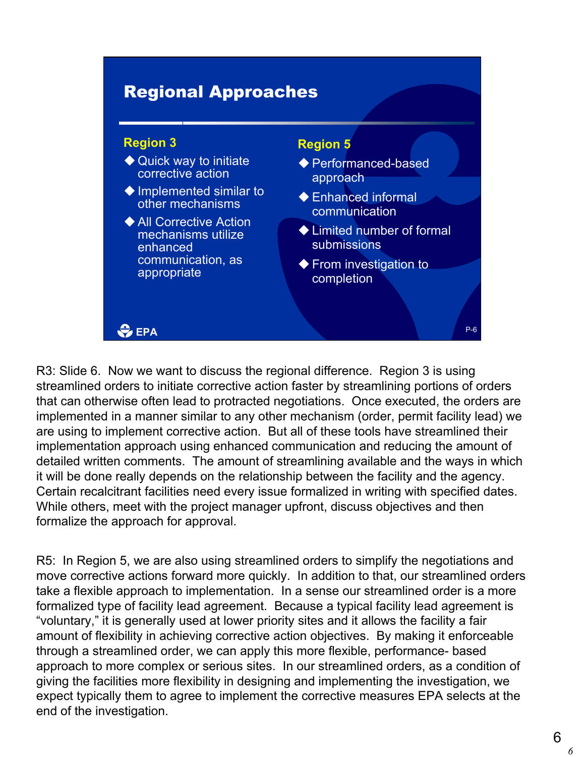## Regional Approaches

**Region 3**

- Quick way to initiate corrective action
- Implemented similar to other mechanisms
- All Corrective Action mechanisms utilize enhanced communication, as appropriate

**Region 5**

- Performanced-based approach
- Enhanced informal communication
- Limited number of formal submissions
- From investigation to completion

EPA

P-6

R3: Slide 6. Now we want to discuss the regional difference. Region 3 is using streamlined orders to initiate corrective action faster by streamlining portions of orders that can otherwise often lead to protracted negotiations. Once executed, the orders are implemented in a manner similar to any other mechanism (order, permit facility lead) we are using to implement corrective action. But all of these tools have streamlined their implementation approach using enhanced communication and reducing the amount of detailed written comments. The amount of streamlining available and the ways in which it will be done really depends on the relationship between the facility and the agency. Certain recalcitrant facilities need every issue formalized in writing with specified dates. While others, meet with the project manager upfront, discuss objectives and then formalize the approach for approval.

R5: In Region 5, we are also using streamlined orders to simplify the negotiations and move corrective actions forward more quickly. In addition to that, our streamlined orders take a flexible approach to implementation. In a sense our streamlined order is a more formalized type of facility lead agreement. Because a typical facility lead agreement is "voluntary," it is generally used at lower priority sites and it allows the facility a fair amount of flexibility in achieving corrective action objectives. By making it enforceable through a streamlined order, we can apply this more flexible, performance- based approach to more complex or serious sites. In our streamlined orders, as a condition of giving the facilities more flexibility in designing and implementing the investigation, we expect typically them to agree to implement the corrective measures EPA selects at the end of the investigation.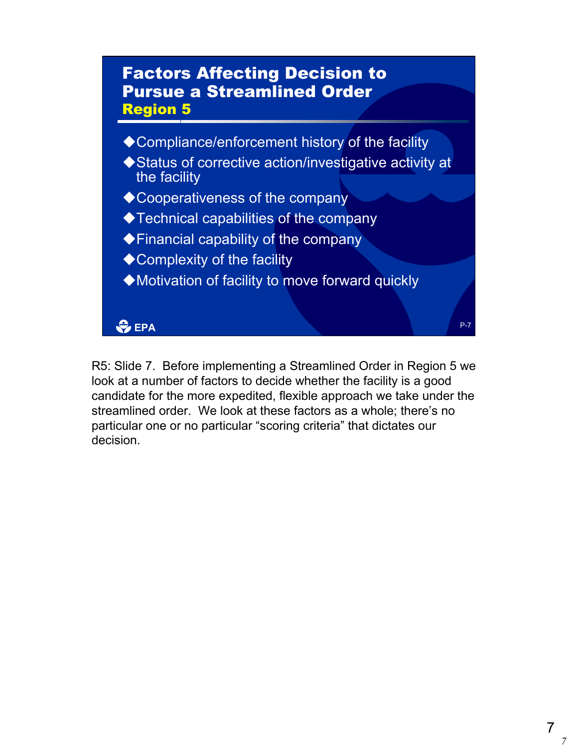## Factors Affecting Decision to Pursue a Streamlined Order

### Region 5

- Compliance/enforcement history of the facility
- Status of corrective action/investigative activity at the facility
- Cooperativeness of the company
- Technical capabilities of the company
- Financial capability of the company
- Complexity of the facility
- Motivation of facility to move forward quickly

EPA

P-7

R5: Slide 7. Before implementing a Streamlined Order in Region 5 we look at a number of factors to decide whether the facility is a good candidate for the more expedited, flexible approach we take under the streamlined order. We look at these factors as a whole; there's no particular one or no particular "scoring criteria" that dictates our decision.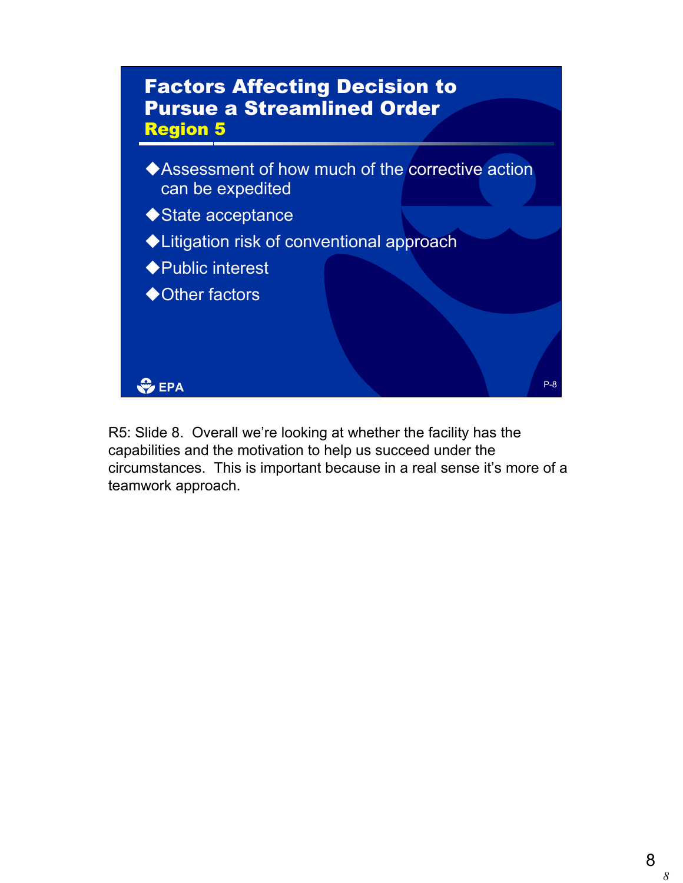## Factors Affecting Decision to Pursue a Streamlined Order

### Region 5

- Assessment of how much of the corrective action can be expedited
- State acceptance
- Litigation risk of conventional approach
- Public interest
- Other factors

EPA

P-8

R5: Slide 8. Overall we're looking at whether the facility has the capabilities and the motivation to help us succeed under the circumstances. This is important because in a real sense it's more of a teamwork approach.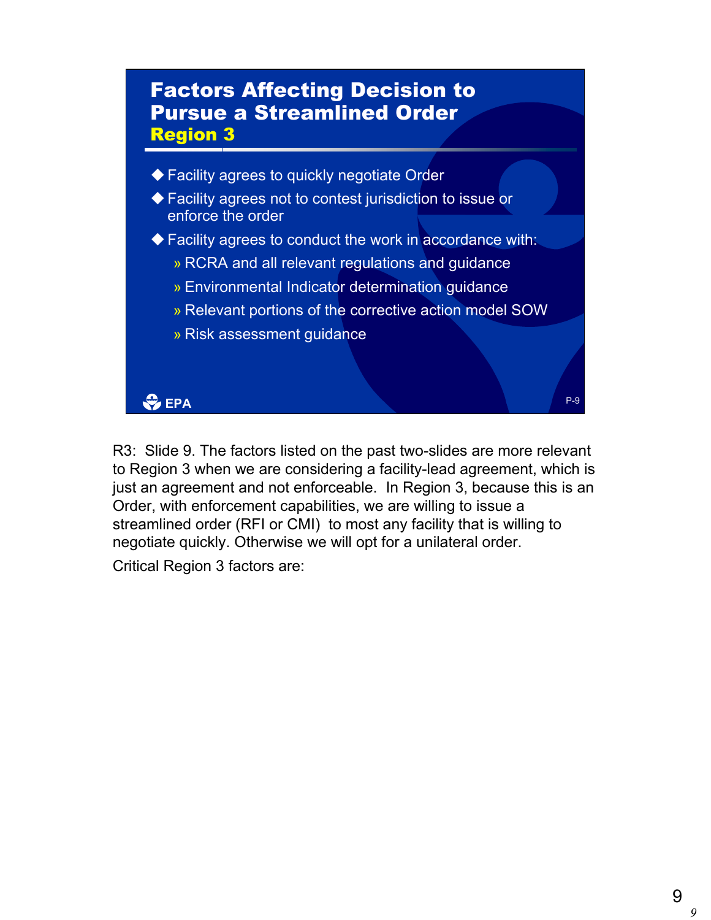## Factors Affecting Decision to Pursue a Streamlined Order
### Region 3

- Facility agrees to quickly negotiate Order
- Facility agrees not to contest jurisdiction to issue or enforce the order
- Facility agrees to conduct the work in accordance with:
  - RCRA and all relevant regulations and guidance
  - Environmental Indicator determination guidance
  - Relevant portions of the corrective action model SOW
  - Risk assessment guidance

EPA

P-9

R3: Slide 9. The factors listed on the past two-slides are more relevant to Region 3 when we are considering a facility-lead agreement, which is just an agreement and not enforceable. In Region 3, because this is an Order, with enforcement capabilities, we are willing to issue a streamlined order (RFI or CMI) to most any facility that is willing to negotiate quickly. Otherwise we will opt for a unilateral order.

Critical Region 3 factors are: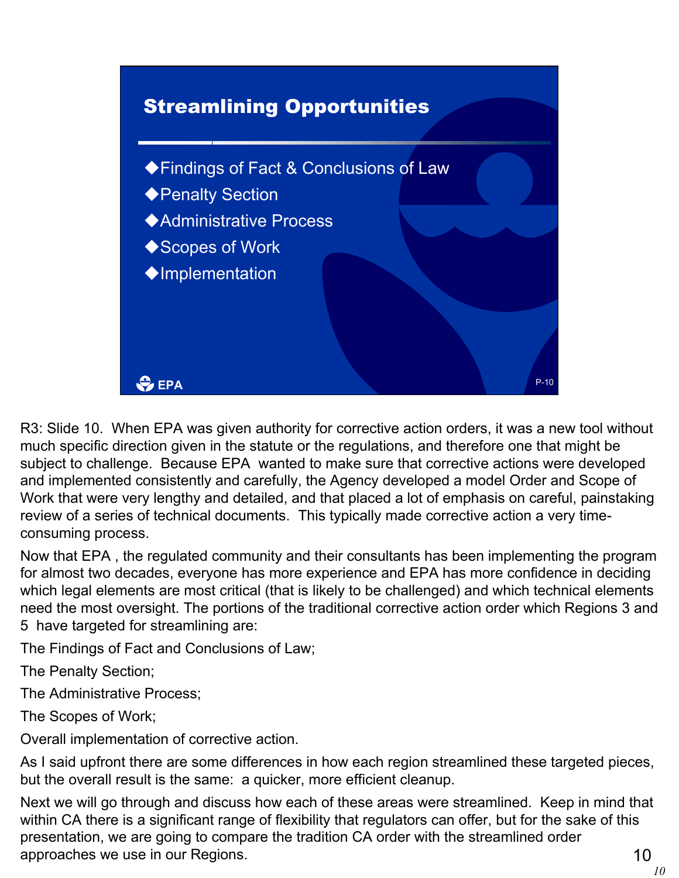## Streamlining Opportunities

- Findings of Fact & Conclusions of Law
- Penalty Section
- Administrative Process
- Scopes of Work
- Implementation

EPA P-10

R3: Slide 10. When EPA was given authority for corrective action orders, it was a new tool without much specific direction given in the statute or the regulations, and therefore one that might be subject to challenge. Because EPA wanted to make sure that corrective actions were developed and implemented consistently and carefully, the Agency developed a model Order and Scope of Work that were very lengthy and detailed, and that placed a lot of emphasis on careful, painstaking review of a series of technical documents. This typically made corrective action a very time-consuming process.

Now that EPA , the regulated community and their consultants has been implementing the program for almost two decades, everyone has more experience and EPA has more confidence in deciding which legal elements are most critical (that is likely to be challenged) and which technical elements need the most oversight. The portions of the traditional corrective action order which Regions 3 and 5 have targeted for streamlining are:

The Findings of Fact and Conclusions of Law;

The Penalty Section;

The Administrative Process;

The Scopes of Work;

Overall implementation of corrective action.

As I said upfront there are some differences in how each region streamlined these targeted pieces, but the overall result is the same: a quicker, more efficient cleanup.

Next we will go through and discuss how each of these areas were streamlined. Keep in mind that within CA there is a significant range of flexibility that regulators can offer, but for the sake of this presentation, we are going to compare the tradition CA order with the streamlined order approaches we use in our Regions.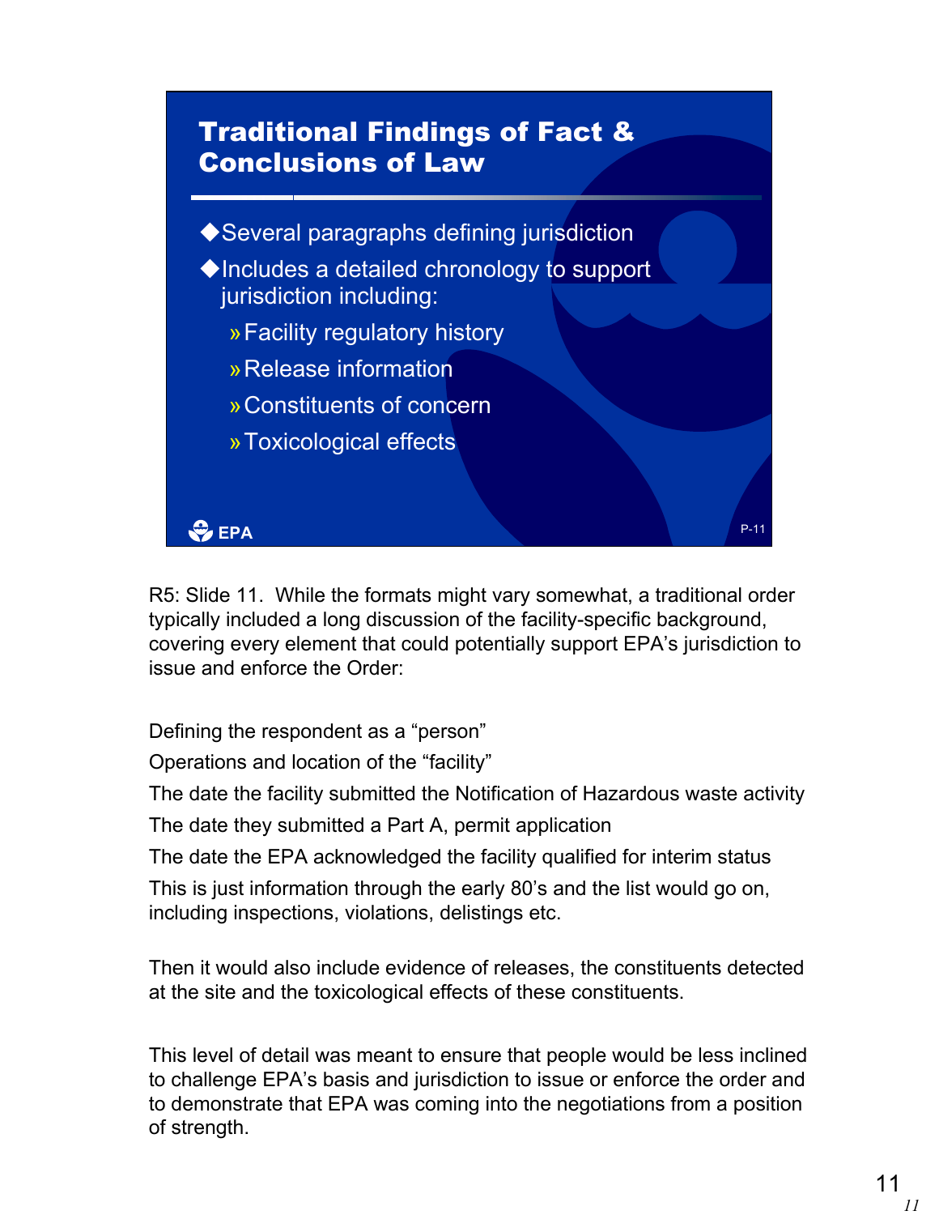## Traditional Findings of Fact & Conclusions of Law

- Several paragraphs defining jurisdiction
- Includes a detailed chronology to support jurisdiction including:
  - » Facility regulatory history
  - » Release information
  - » Constituents of concern
  - » Toxicological effects

EPA

P-11

R5: Slide 11. While the formats might vary somewhat, a traditional order typically included a long discussion of the facility-specific background, covering every element that could potentially support EPA's jurisdiction to issue and enforce the Order:

Defining the respondent as a "person"

Operations and location of the "facility"

The date the facility submitted the Notification of Hazardous waste activity

The date they submitted a Part A, permit application

The date the EPA acknowledged the facility qualified for interim status

This is just information through the early 80's and the list would go on, including inspections, violations, delistings etc.

Then it would also include evidence of releases, the constituents detected at the site and the toxicological effects of these constituents.

This level of detail was meant to ensure that people would be less inclined to challenge EPA's basis and jurisdiction to issue or enforce the order and to demonstrate that EPA was coming into the negotiations from a position of strength.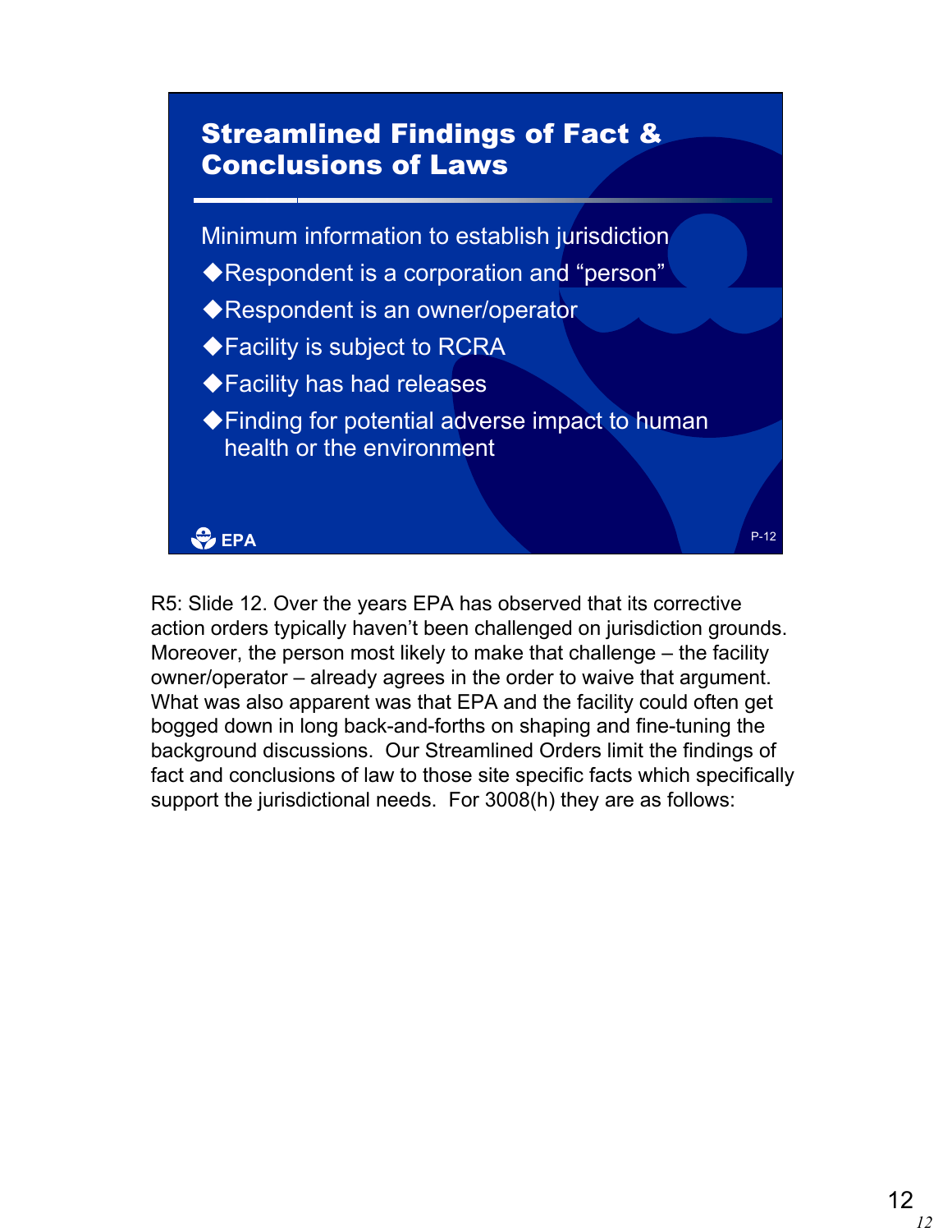## Streamlined Findings of Fact & Conclusions of Laws

Minimum information to establish jurisdiction

- Respondent is a corporation and “person”
- Respondent is an owner/operator
- Facility is subject to RCRA
- Facility has had releases
- Finding for potential adverse impact to human health or the environment

EPA

P-12

R5: Slide 12. Over the years EPA has observed that its corrective action orders typically haven’t been challenged on jurisdiction grounds. Moreover, the person most likely to make that challenge – the facility owner/operator – already agrees in the order to waive that argument. What was also apparent was that EPA and the facility could often get bogged down in long back-and-forths on shaping and fine-tuning the background discussions. Our Streamlined Orders limit the findings of fact and conclusions of law to those site specific facts which specifically support the jurisdictional needs. For 3008(h) they are as follows: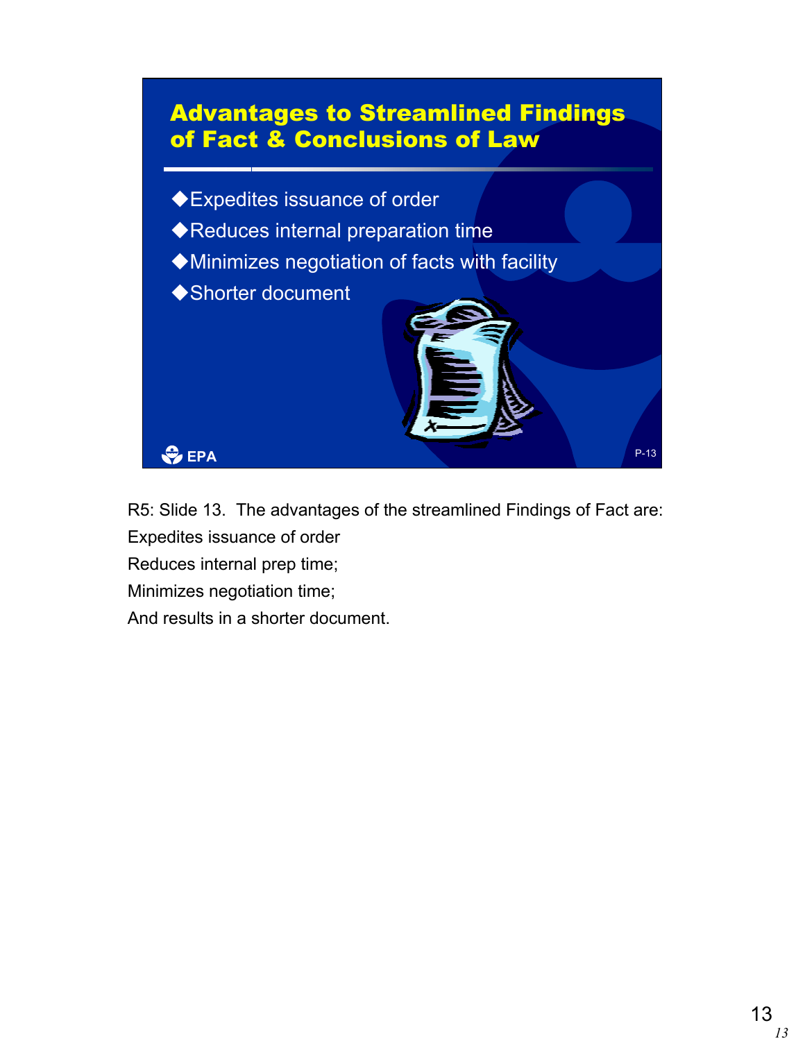## Advantages to Streamlined Findings of Fact & Conclusions of Law

- Expedites issuance of order
- Reduces internal preparation time
- Minimizes negotiation of facts with facility
- Shorter document

EPA

P-13

R5: Slide 13. The advantages of the streamlined Findings of Fact are:

Expedites issuance of order

Reduces internal prep time;

Minimizes negotiation time;

And results in a shorter document.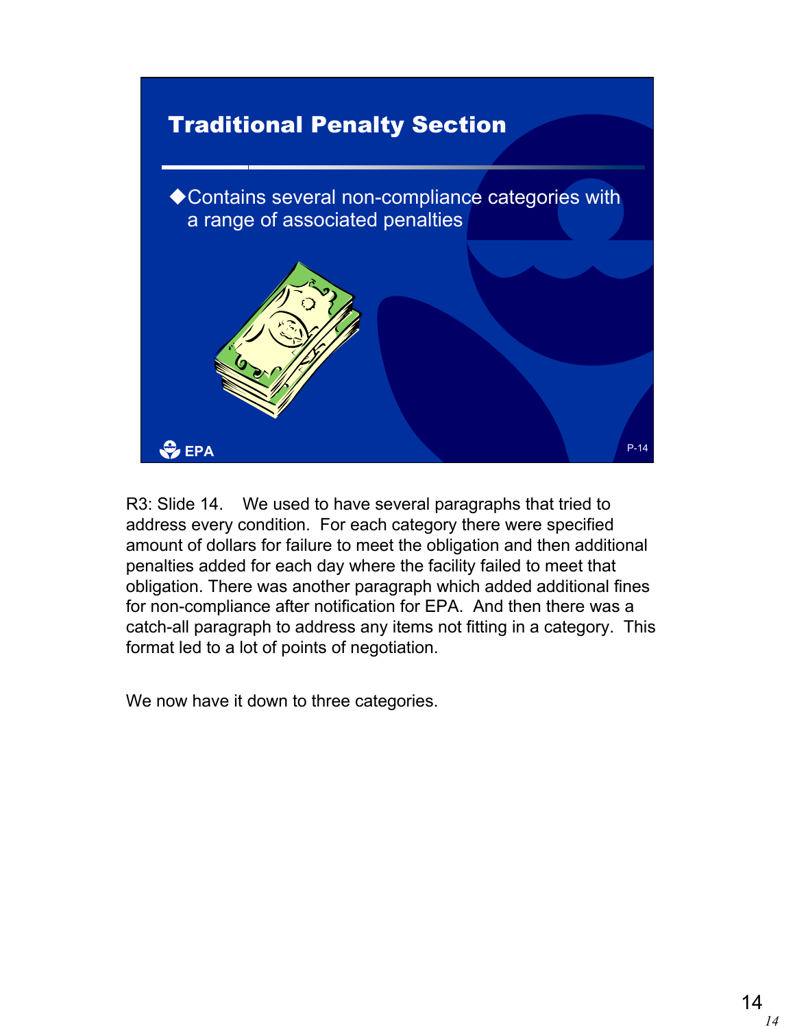## Traditional Penalty Section

- Contains several non-compliance categories with a range of associated penalties

EPA

P-14

R3: Slide 14. We used to have several paragraphs that tried to address every condition. For each category there were specified amount of dollars for failure to meet the obligation and then additional penalties added for each day where the facility failed to meet that obligation. There was another paragraph which added additional fines for non-compliance after notification for EPA. And then there was a catch-all paragraph to address any items not fitting in a category. This format led to a lot of points of negotiation.

We now have it down to three categories.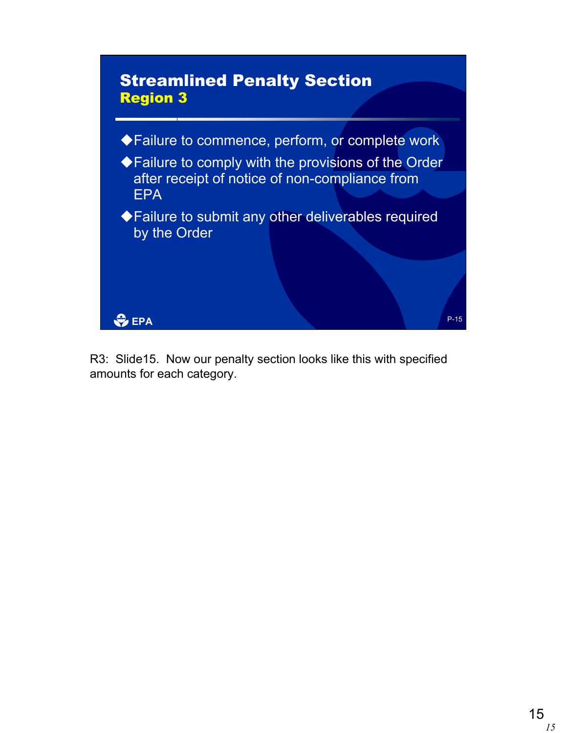## Streamlined Penalty Section
### Region 3

- Failure to commence, perform, or complete work
- Failure to comply with the provisions of the Order after receipt of notice of non-compliance from EPA
- Failure to submit any other deliverables required by the Order

EPA

P-15

R3: Slide15. Now our penalty section looks like this with specified amounts for each category.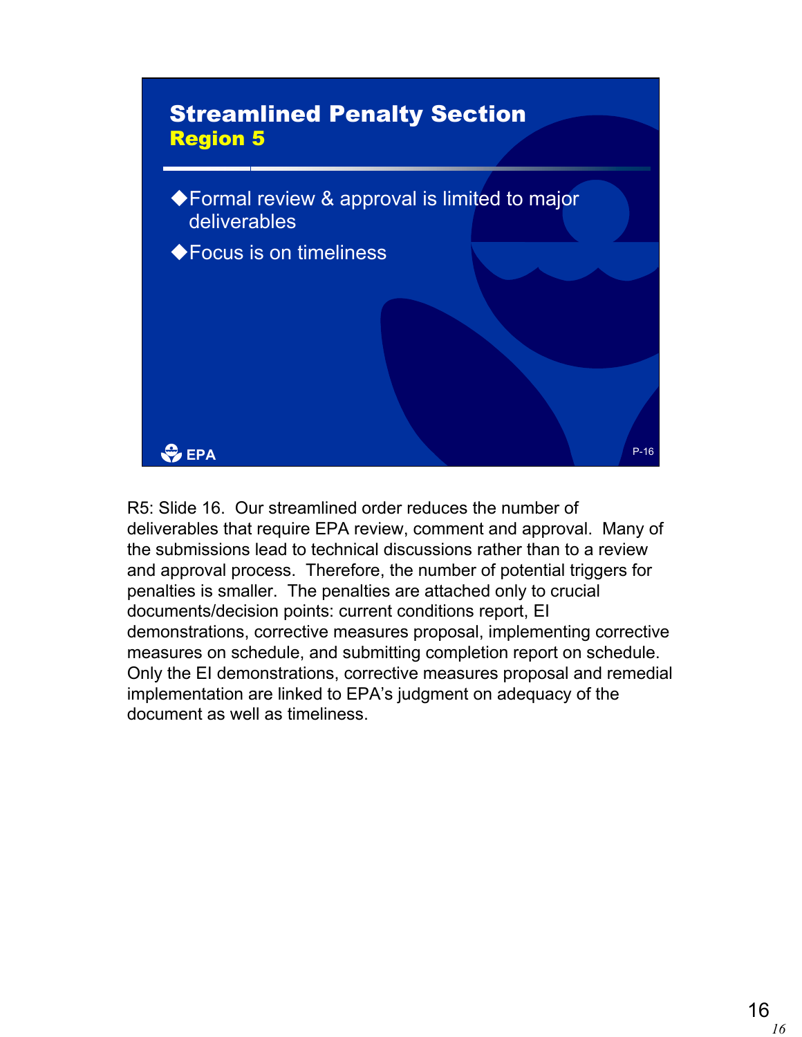## Streamlined Penalty Section
### Region 5

- Formal review & approval is limited to major deliverables
- Focus is on timeliness

EPA

P-16

R5: Slide 16. Our streamlined order reduces the number of deliverables that require EPA review, comment and approval. Many of the submissions lead to technical discussions rather than to a review and approval process. Therefore, the number of potential triggers for penalties is smaller. The penalties are attached only to crucial documents/decision points: current conditions report, EI demonstrations, corrective measures proposal, implementing corrective measures on schedule, and submitting completion report on schedule. Only the EI demonstrations, corrective measures proposal and remedial implementation are linked to EPA's judgment on adequacy of the document as well as timeliness.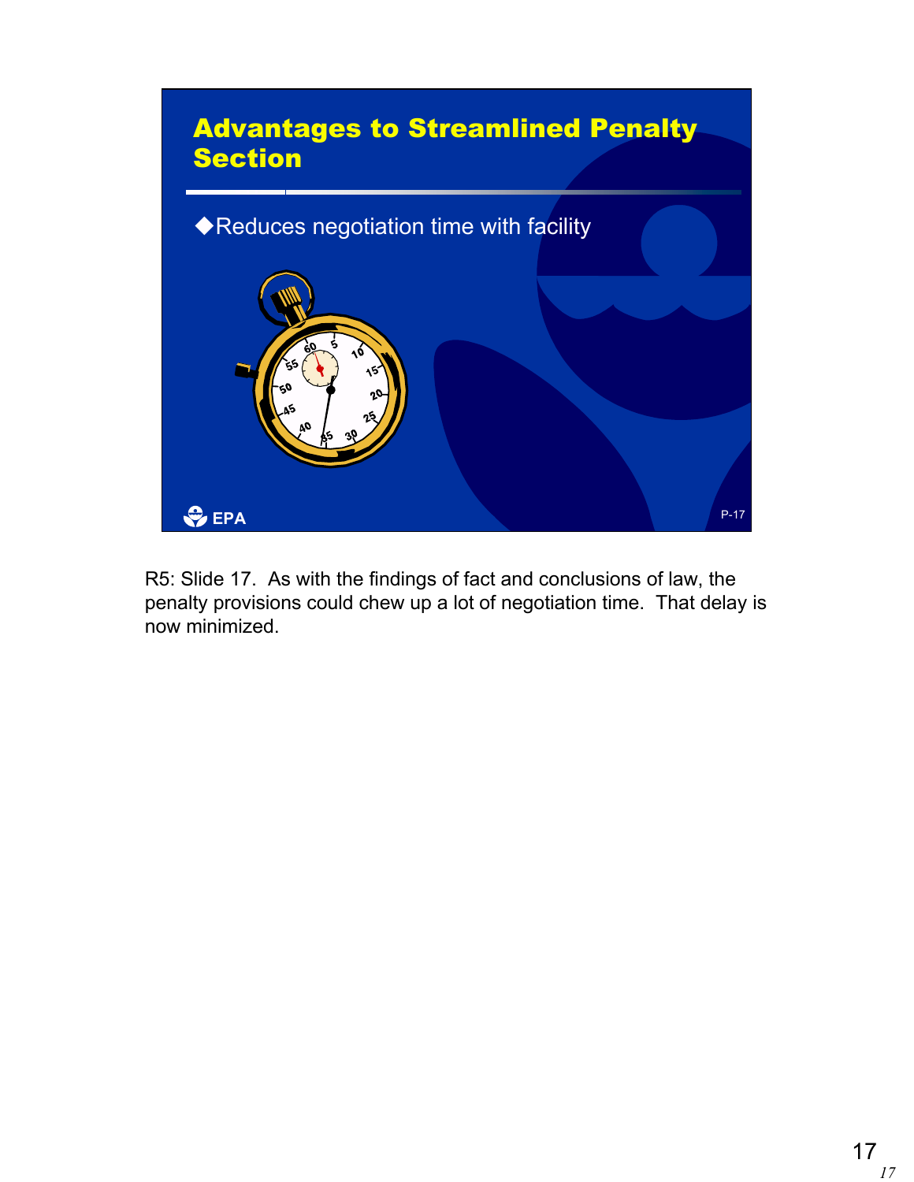## Advantages to Streamlined Penalty Section

- Reduces negotiation time with facility

EPA

P-17

R5: Slide 17. As with the findings of fact and conclusions of law, the penalty provisions could chew up a lot of negotiation time. That delay is now minimized.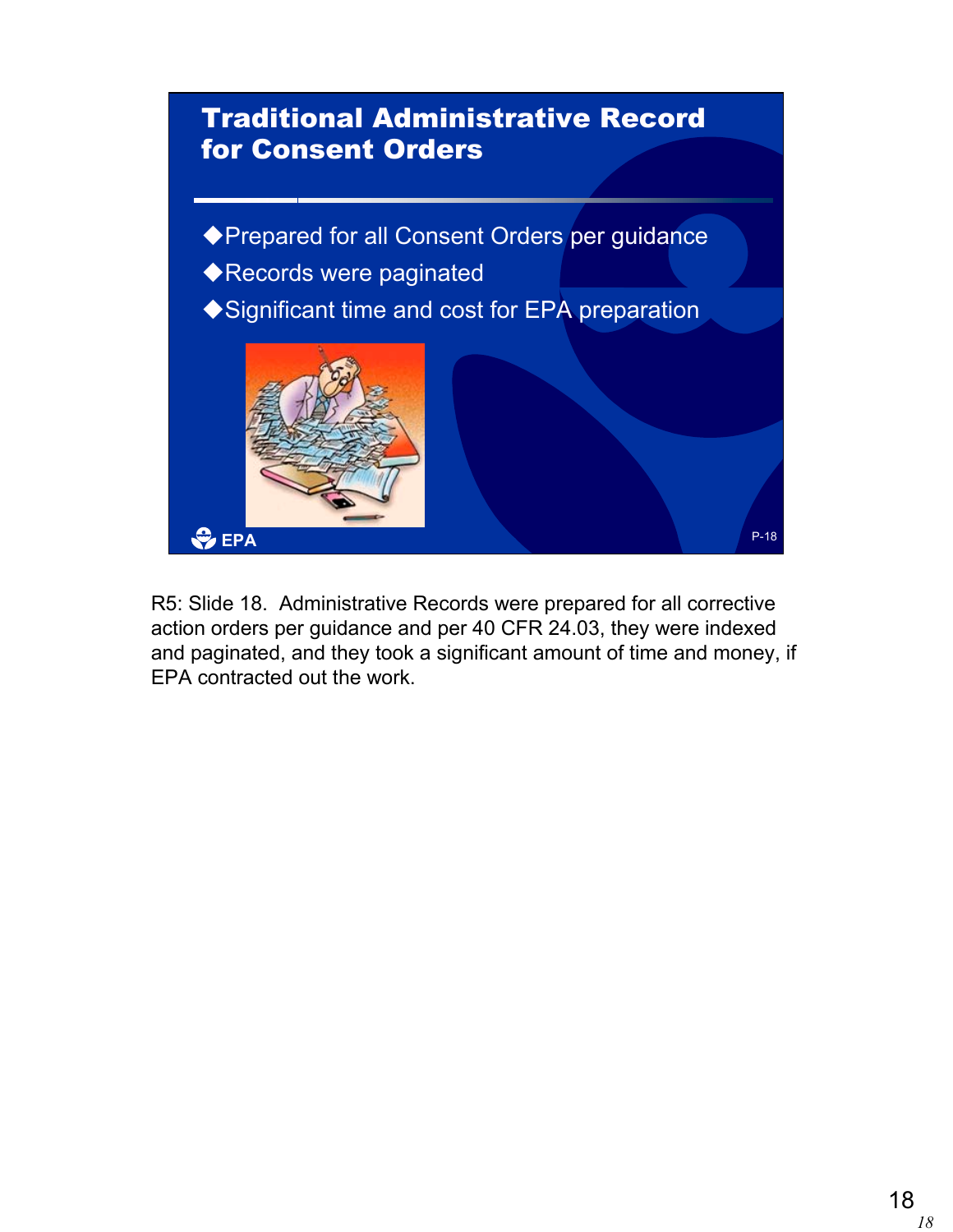## Traditional Administrative Record for Consent Orders

- Prepared for all Consent Orders per guidance
- Records were paginated
- Significant time and cost for EPA preparation

EPA

P-18

R5: Slide 18. Administrative Records were prepared for all corrective action orders per guidance and per 40 CFR 24.03, they were indexed and paginated, and they took a significant amount of time and money, if EPA contracted out the work.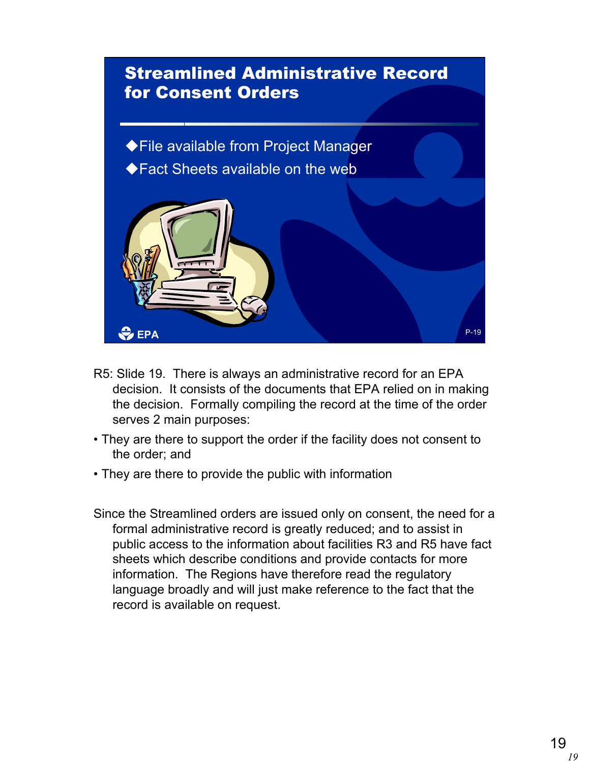## Streamlined Administrative Record for Consent Orders

- File available from Project Manager
- Fact Sheets available on the web

EPA

P-19

R5: Slide 19. There is always an administrative record for an EPA decision. It consists of the documents that EPA relied on in making the decision. Formally compiling the record at the time of the order serves 2 main purposes:

- They are there to support the order if the facility does not consent to the order; and
- They are there to provide the public with information

Since the Streamlined orders are issued only on consent, the need for a formal administrative record is greatly reduced; and to assist in public access to the information about facilities R3 and R5 have fact sheets which describe conditions and provide contacts for more information. The Regions have therefore read the regulatory language broadly and will just make reference to the fact that the record is available on request.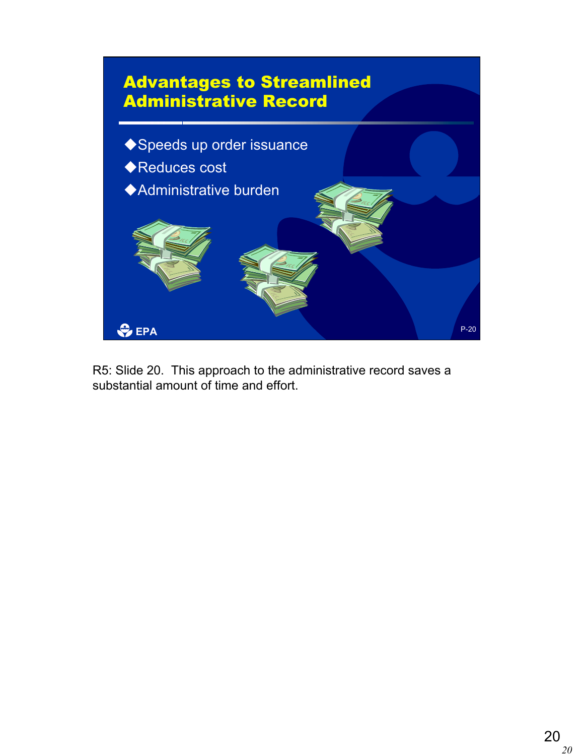## Advantages to Streamlined Administrative Record

- Speeds up order issuance
- Reduces cost
- Administrative burden

EPA

P-20

R5: Slide 20. This approach to the administrative record saves a substantial amount of time and effort.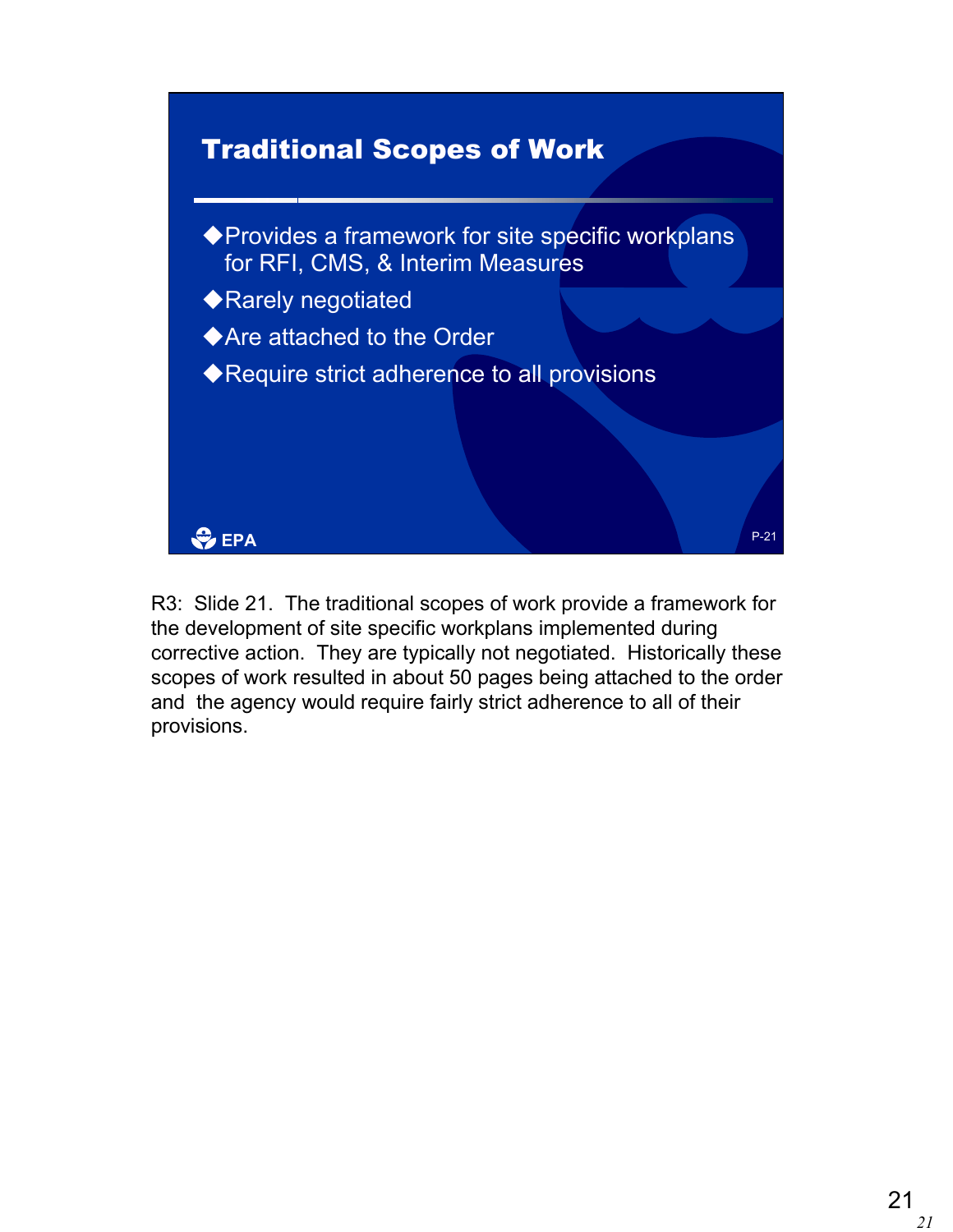## Traditional Scopes of Work

- Provides a framework for site specific workplans for RFI, CMS, & Interim Measures
- Rarely negotiated
- Are attached to the Order
- Require strict adherence to all provisions

EPA

P-21

R3: Slide 21. The traditional scopes of work provide a framework for the development of site specific workplans implemented during corrective action. They are typically not negotiated. Historically these scopes of work resulted in about 50 pages being attached to the order and the agency would require fairly strict adherence to all of their provisions.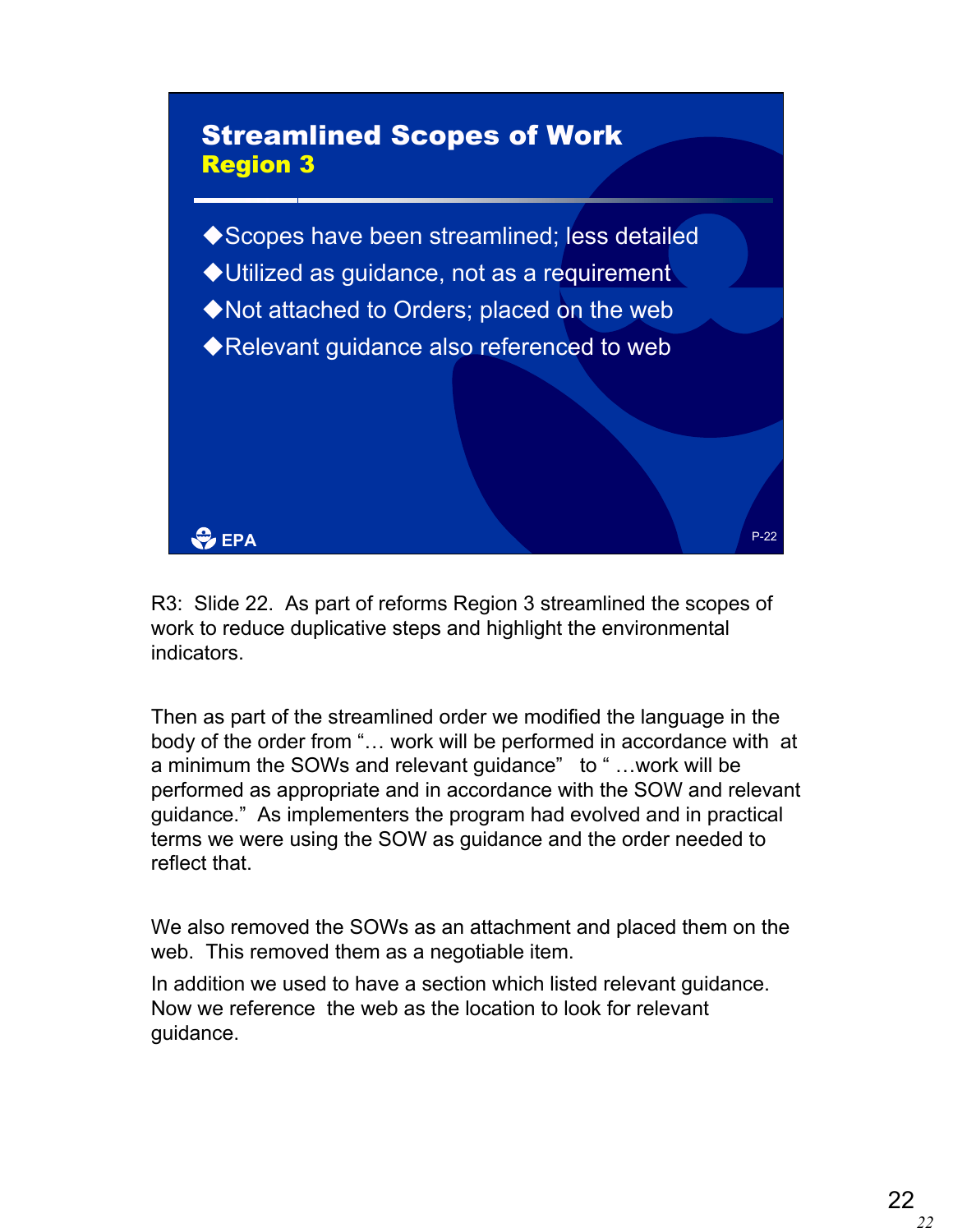## Streamlined Scopes of Work

### Region 3

- Scopes have been streamlined; less detailed
- Utilized as guidance, not as a requirement
- Not attached to Orders; placed on the web
- Relevant guidance also referenced to web

EPA

P-22

R3: Slide 22. As part of reforms Region 3 streamlined the scopes of work to reduce duplicative steps and highlight the environmental indicators.

Then as part of the streamlined order we modified the language in the body of the order from "… work will be performed in accordance with at a minimum the SOWs and relevant guidance" to " …work will be performed as appropriate and in accordance with the SOW and relevant guidance." As implementers the program had evolved and in practical terms we were using the SOW as guidance and the order needed to reflect that.

We also removed the SOWs as an attachment and placed them on the web. This removed them as a negotiable item.

In addition we used to have a section which listed relevant guidance. Now we reference the web as the location to look for relevant guidance.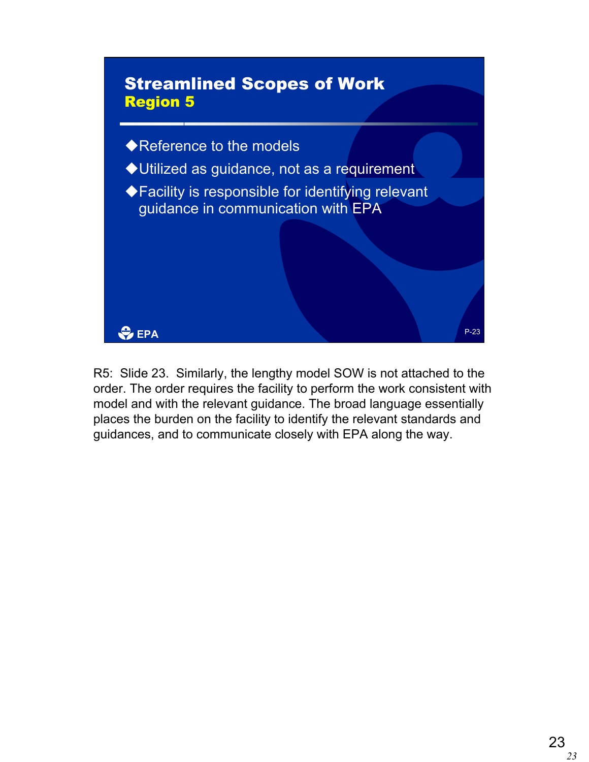## Streamlined Scopes of Work
### Region 5

- Reference to the models
- Utilized as guidance, not as a requirement
- Facility is responsible for identifying relevant guidance in communication with EPA

EPA

P-23

R5: Slide 23. Similarly, the lengthy model SOW is not attached to the order. The order requires the facility to perform the work consistent with model and with the relevant guidance. The broad language essentially places the burden on the facility to identify the relevant standards and guidances, and to communicate closely with EPA along the way.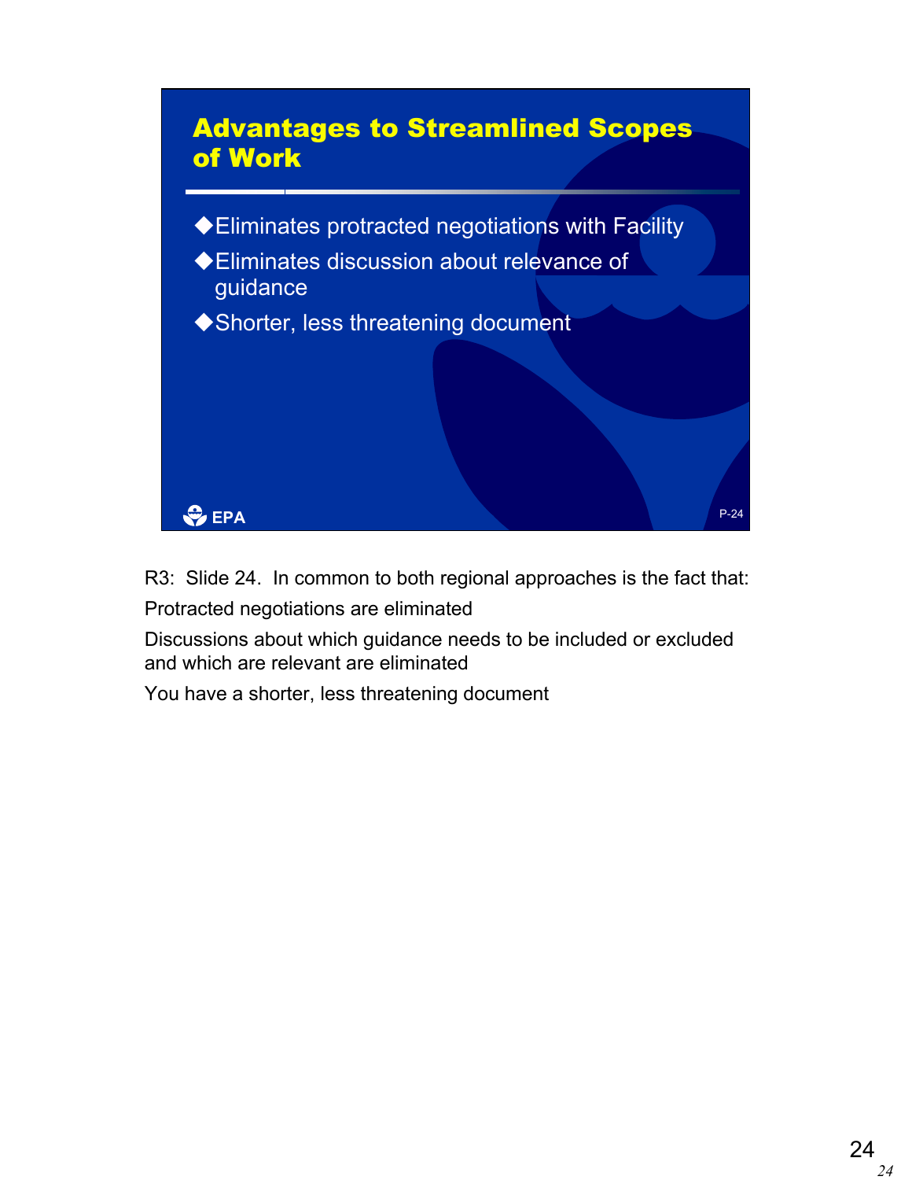## Advantages to Streamlined Scopes of Work

- Eliminates protracted negotiations with Facility
- Eliminates discussion about relevance of guidance
- Shorter, less threatening document

EPA

P-24

R3: Slide 24. In common to both regional approaches is the fact that:

Protracted negotiations are eliminated

Discussions about which guidance needs to be included or excluded and which are relevant are eliminated

You have a shorter, less threatening document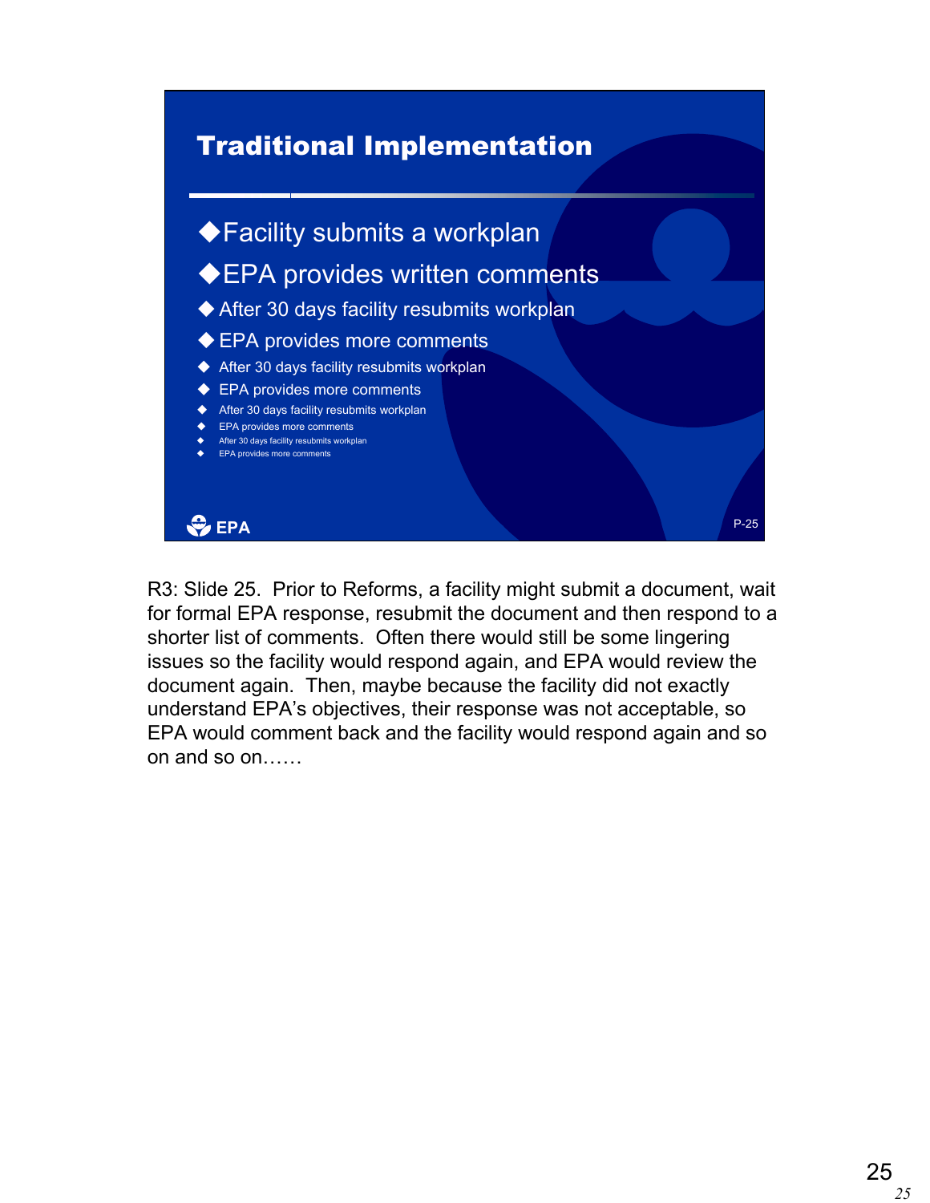## Traditional Implementation

- Facility submits a workplan
- EPA provides written comments
- After 30 days facility resubmits workplan
- EPA provides more comments
- After 30 days facility resubmits workplan
- EPA provides more comments
- After 30 days facility resubmits workplan
- EPA provides more comments
- After 30 days facility resubmits workplan
- EPA provides more comments

EPA

P-25

R3: Slide 25. Prior to Reforms, a facility might submit a document, wait for formal EPA response, resubmit the document and then respond to a shorter list of comments. Often there would still be some lingering issues so the facility would respond again, and EPA would review the document again. Then, maybe because the facility did not exactly understand EPA's objectives, their response was not acceptable, so EPA would comment back and the facility would respond again and so on and so on……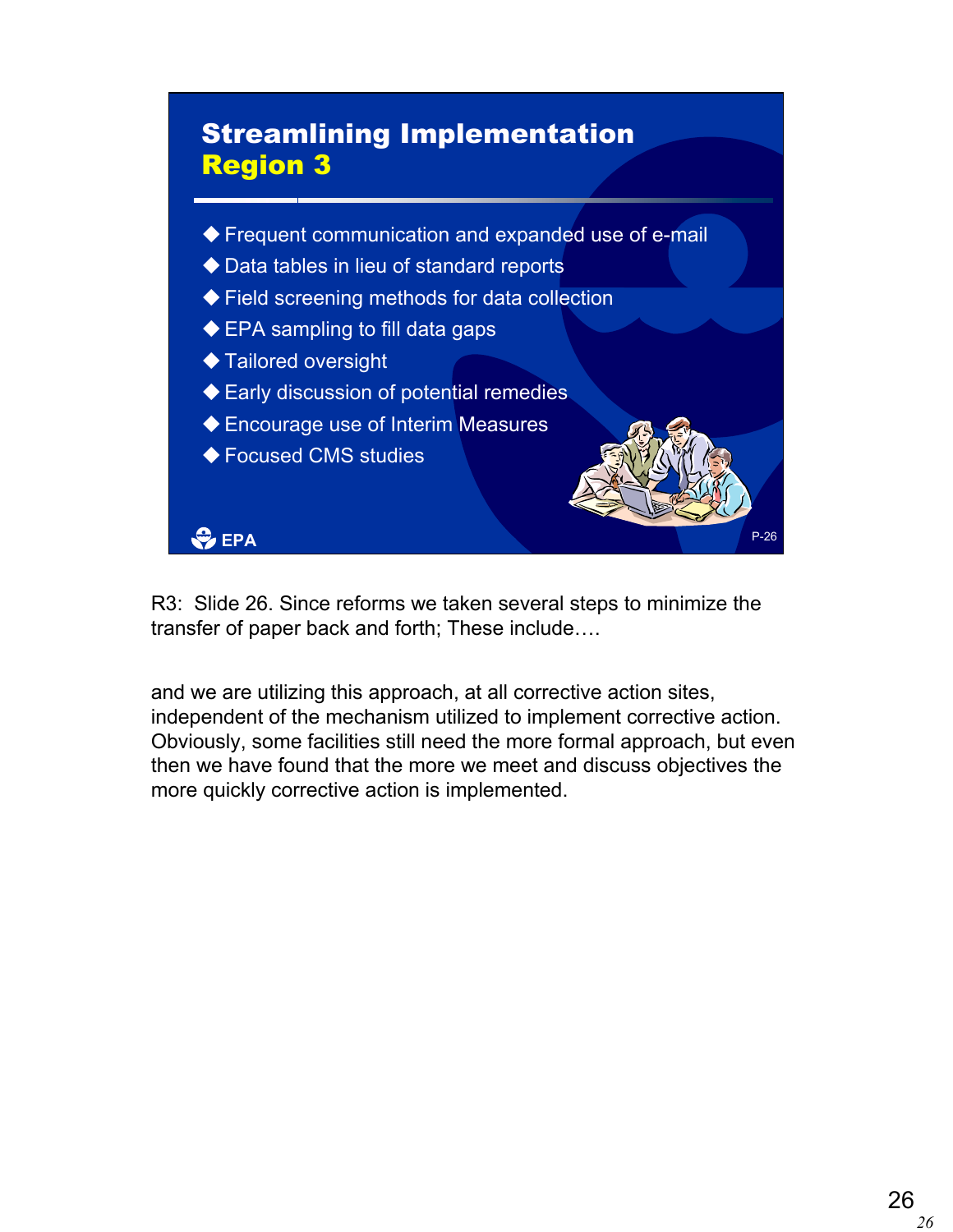# Streamlining Implementation
## Region 3

- Frequent communication and expanded use of e-mail
- Data tables in lieu of standard reports
- Field screening methods for data collection
- EPA sampling to fill data gaps
- Tailored oversight
- Early discussion of potential remedies
- Encourage use of Interim Measures
- Focused CMS studies

EPA

P-26

R3: Slide 26. Since reforms we taken several steps to minimize the transfer of paper back and forth; These include….

and we are utilizing this approach, at all corrective action sites, independent of the mechanism utilized to implement corrective action. Obviously, some facilities still need the more formal approach, but even then we have found that the more we meet and discuss objectives the more quickly corrective action is implemented.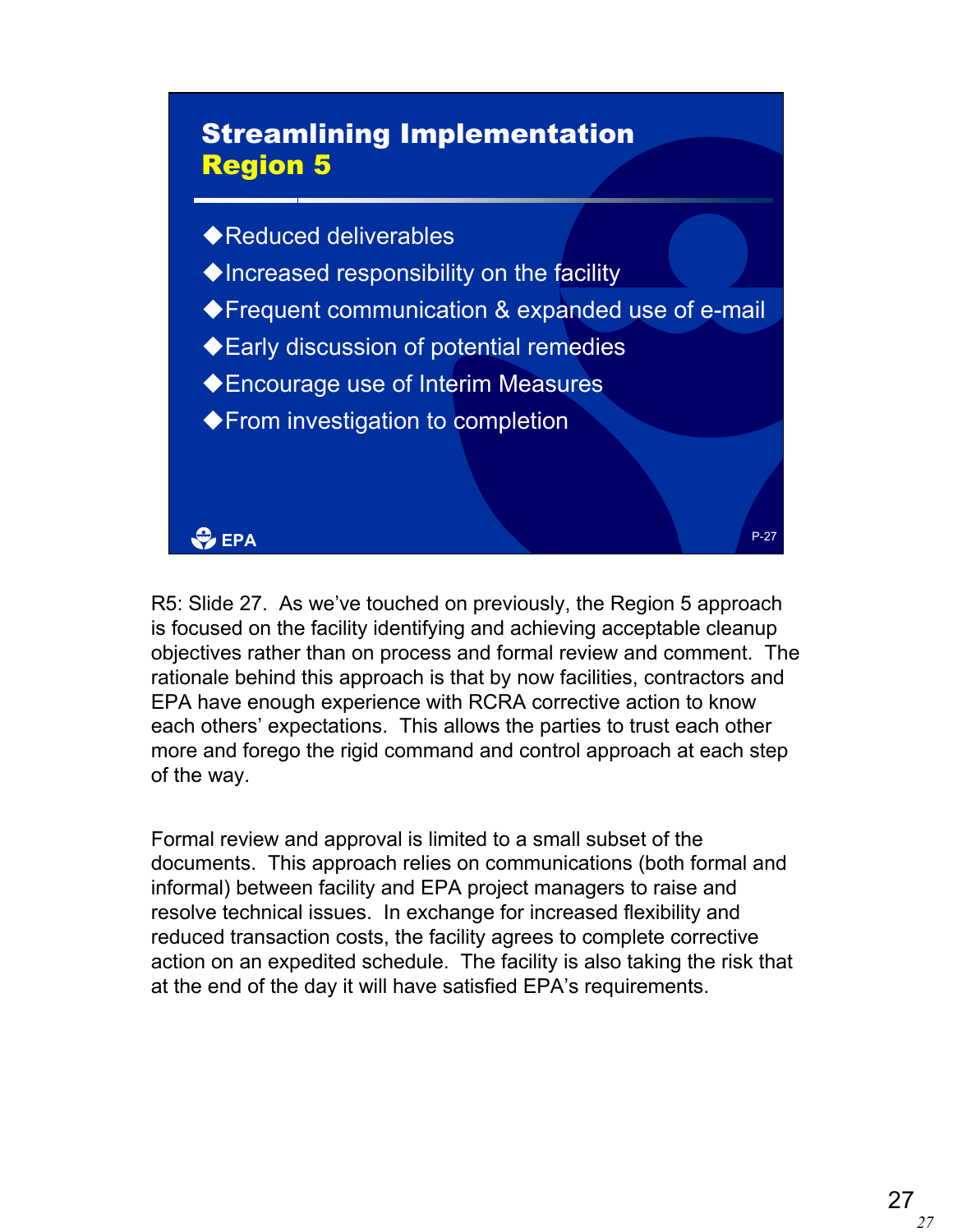## Streamlining Implementation Region 5

- Reduced deliverables
- Increased responsibility on the facility
- Frequent communication & expanded use of e-mail
- Early discussion of potential remedies
- Encourage use of Interim Measures
- From investigation to completion

EPA

P-27

R5: Slide 27. As we've touched on previously, the Region 5 approach is focused on the facility identifying and achieving acceptable cleanup objectives rather than on process and formal review and comment. The rationale behind this approach is that by now facilities, contractors and EPA have enough experience with RCRA corrective action to know each others' expectations. This allows the parties to trust each other more and forego the rigid command and control approach at each step of the way.

Formal review and approval is limited to a small subset of the documents. This approach relies on communications (both formal and informal) between facility and EPA project managers to raise and resolve technical issues. In exchange for increased flexibility and reduced transaction costs, the facility agrees to complete corrective action on an expedited schedule. The facility is also taking the risk that at the end of the day it will have satisfied EPA's requirements.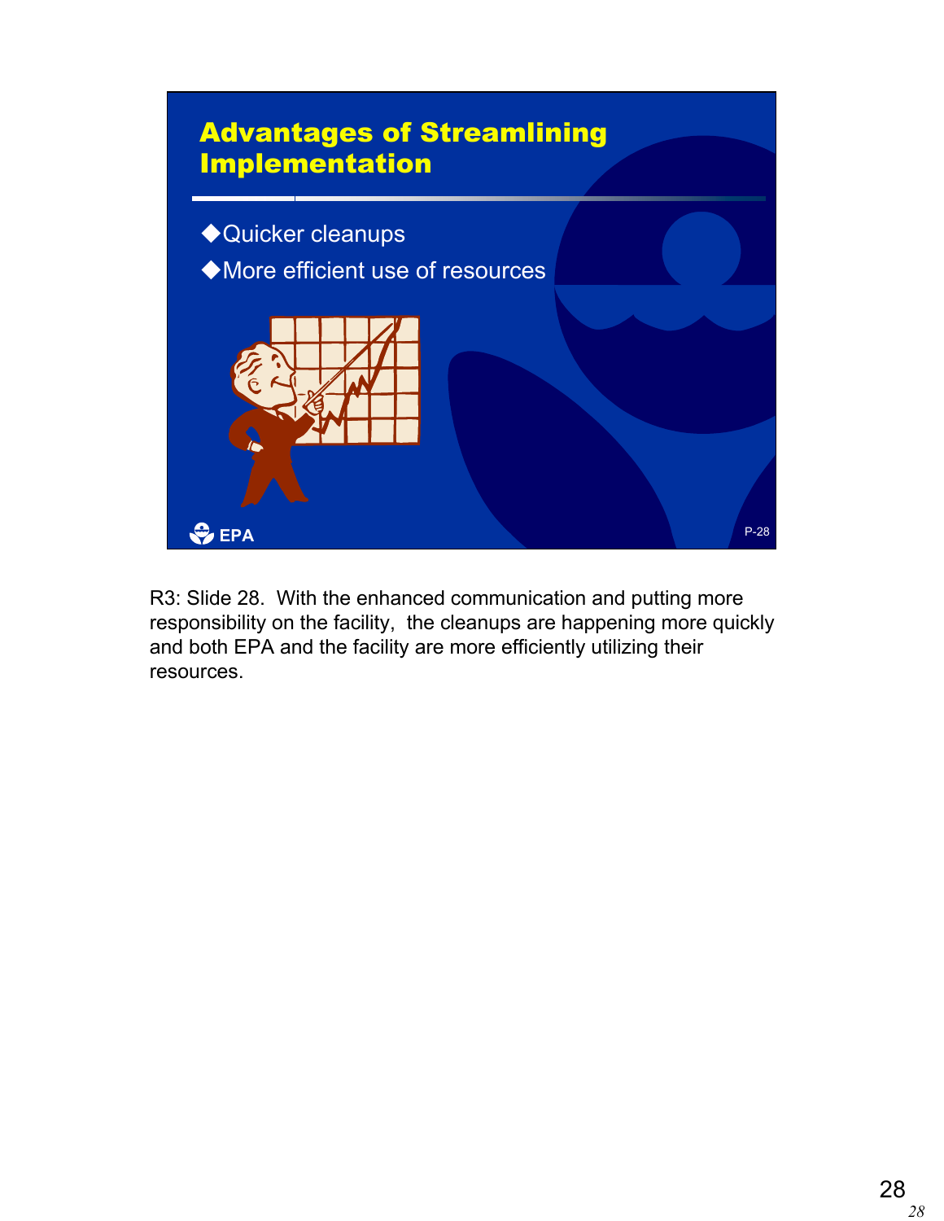## Advantages of Streamlining Implementation

- Quicker cleanups
- More efficient use of resources

EPA

P-28

R3: Slide 28. With the enhanced communication and putting more responsibility on the facility, the cleanups are happening more quickly and both EPA and the facility are more efficiently utilizing their resources.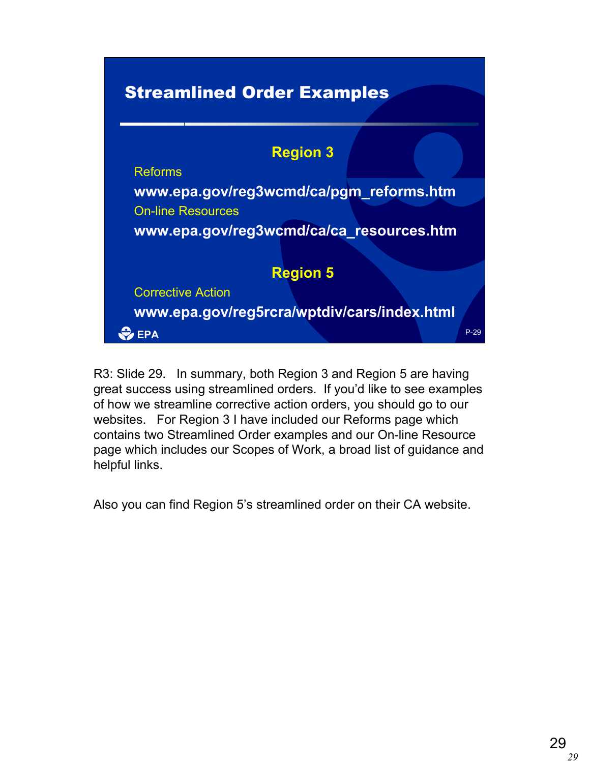## Streamlined Order Examples

**Region 3**

Reforms

**www.epa.gov/reg3wcmd/ca/pgm_reforms.htm**

On-line Resources

**www.epa.gov/reg3wcmd/ca/ca_resources.htm**

**Region 5**

Corrective Action

**www.epa.gov/reg5rcra/wptdiv/cars/index.html**

EPA

P-29

R3: Slide 29. In summary, both Region 3 and Region 5 are having great success using streamlined orders. If you'd like to see examples of how we streamline corrective action orders, you should go to our websites. For Region 3 I have included our Reforms page which contains two Streamlined Order examples and our On-line Resource page which includes our Scopes of Work, a broad list of guidance and helpful links.

Also you can find Region 5's streamlined order on their CA website.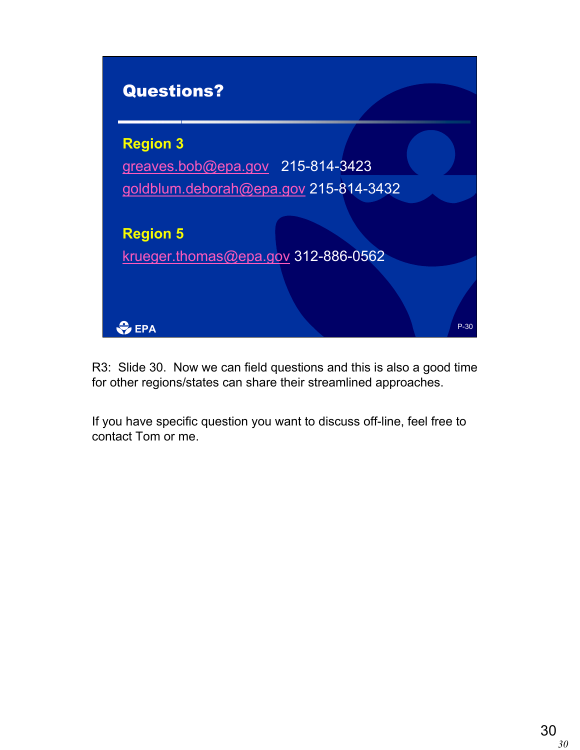## Questions?

**Region 3**

greaves.bob@epa.gov 215-814-3423

goldblum.deborah@epa.gov 215-814-3432

**Region 5**

krueger.thomas@epa.gov 312-886-0562

EPA

P-30

R3: Slide 30. Now we can field questions and this is also a good time for other regions/states can share their streamlined approaches.

If you have specific question you want to discuss off-line, feel free to contact Tom or me.